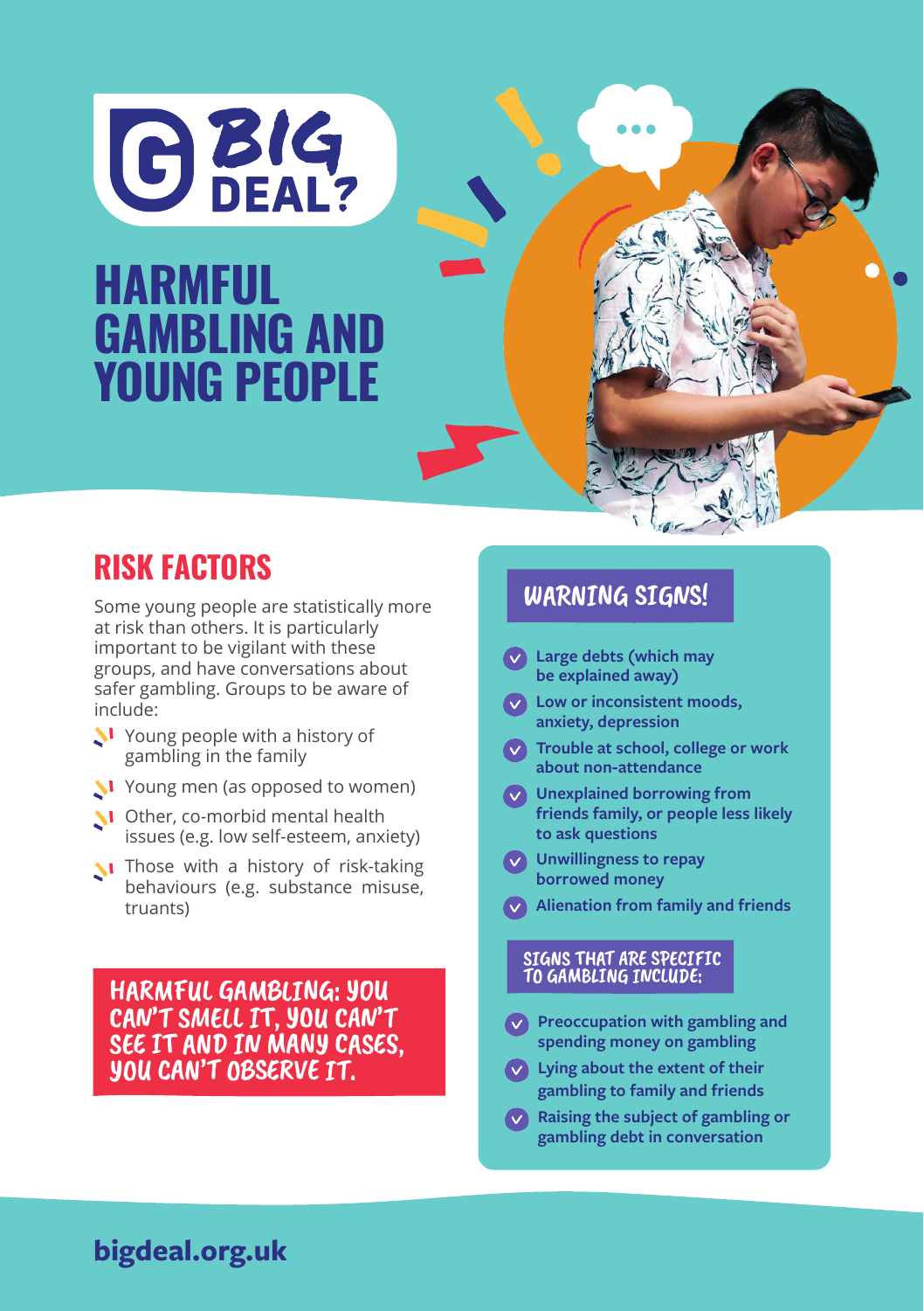BIG DEAL?

# HARMFUL GAMBLING AND YOUNG PEOPLE

## RISK FACTORS

Some young people are statistically more at risk than others. It is particularly important to be vigilant with these groups, and have conversations about safer gambling. Groups to be aware of include:

- Young people with a history of gambling in the family
- Young men (as opposed to women)
- Other, co-morbid mental health issues (e.g. low self-esteem, anxiety)
- Those with a history of risk-taking behaviours (e.g. substance misuse, truants)

**HARMFUL GAMBLING: YOU CAN'T SMELL IT, YOU CAN'T SEE IT AND IN MANY CASES, YOU CAN'T OBSERVE IT.**

## WARNING SIGNS!

- **Large debts (which may be explained away)**
- **Low or inconsistent moods, anxiety, depression**
- **Trouble at school, college or work about non-attendance**
- **Unexplained borrowing from friends family, or people less likely to ask questions**
- **Unwillingness to repay borrowed money**
- **Alienation from family and friends**

### SIGNS THAT ARE SPECIFIC TO GAMBLING INCLUDE:

- **Preoccupation with gambling and spending money on gambling**
- **Lying about the extent of their gambling to family and friends**
- **Raising the subject of gambling or gambling debt in conversation**

**bigdeal.org.uk**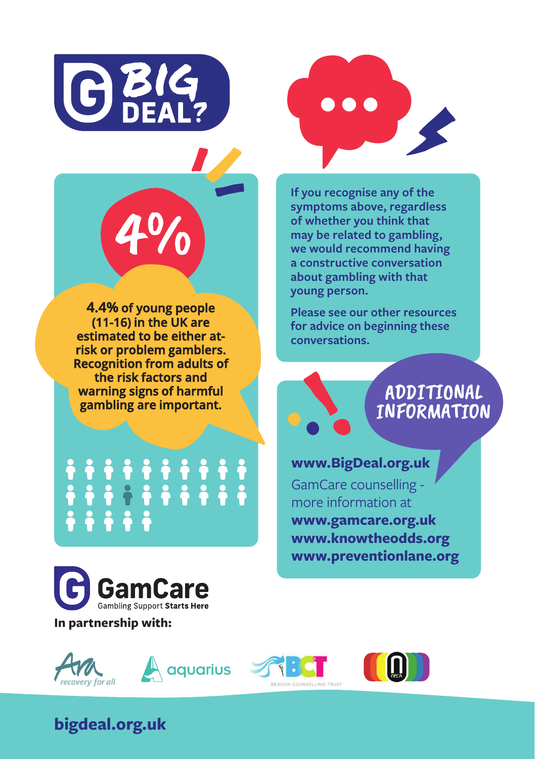# BIG DEAL?

4%

**4.4% of young people (11-16) in the UK are estimated to be either at-risk or problem gamblers. Recognition from adults of the risk factors and warning signs of harmful gambling are important.**

**If you recognise any of the symptoms above, regardless of whether you think that may be related to gambling, we would recommend having a constructive conversation about gambling with that young person.**

**Please see our other resources for advice on beginning these conversations.**

## ADDITIONAL INFORMATION

**www.BigDeal.org.uk**

GamCare counselling - more information at

**www.gamcare.org.uk**

**www.knowtheodds.org**

**www.preventionlane.org**

GamCare
Gambling Support **Starts Here**

**In partnership with:**

Ara recovery for all

aquarius

BCT BEACON COUNSELLING TRUST

NECA

**bigdeal.org.uk**